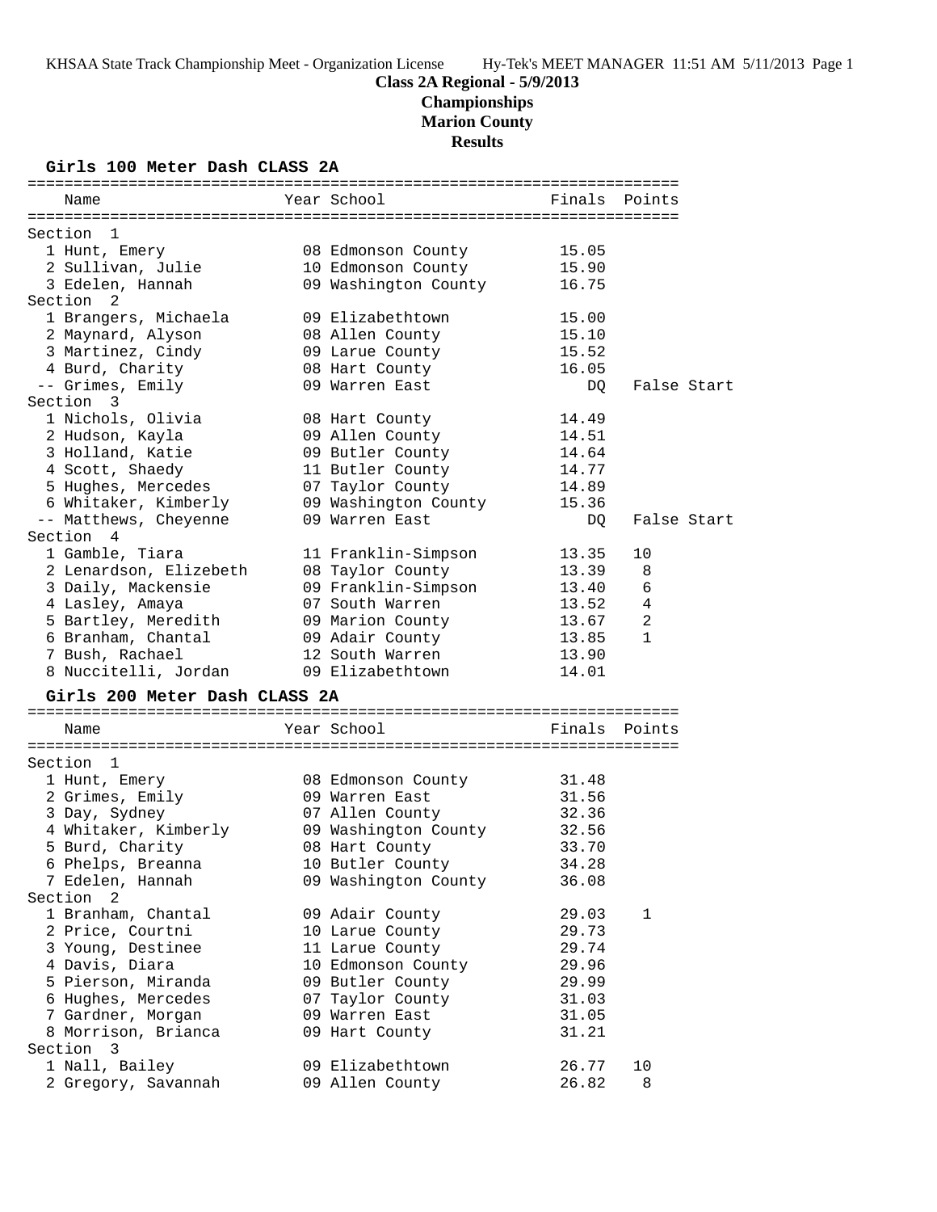KHSAA State Track Championship Meet - Organization License Hy-Tek's MEET MANAGER 11:51 AM 5/11/2013 Page 1

# Class 2A Regional - 5/9/2013
## Championships
## Marion County
## Results

### Girls 100 Meter Dash CLASS 2A

| Name | Year | School | Finals | Points |
|---|---|---|---|---|
| **Section 1** | | | | |
| 1 Hunt, Emery | 08 | Edmonson County | 15.05 | |
| 2 Sullivan, Julie | 10 | Edmonson County | 15.90 | |
| 3 Edelen, Hannah | 09 | Washington County | 16.75 | |
| **Section 2** | | | | |
| 1 Brangers, Michaela | 09 | Elizabethtown | 15.00 | |
| 2 Maynard, Alyson | 08 | Allen County | 15.10 | |
| 3 Martinez, Cindy | 09 | Larue County | 15.52 | |
| 4 Burd, Charity | 08 | Hart County | 16.05 | |
| -- Grimes, Emily | 09 | Warren East | DQ | False Start |
| **Section 3** | | | | |
| 1 Nichols, Olivia | 08 | Hart County | 14.49 | |
| 2 Hudson, Kayla | 09 | Allen County | 14.51 | |
| 3 Holland, Katie | 09 | Butler County | 14.64 | |
| 4 Scott, Shaedy | 11 | Butler County | 14.77 | |
| 5 Hughes, Mercedes | 07 | Taylor County | 14.89 | |
| 6 Whitaker, Kimberly | 09 | Washington County | 15.36 | |
| -- Matthews, Cheyenne | 09 | Warren East | DQ | False Start |
| **Section 4** | | | | |
| 1 Gamble, Tiara | 11 | Franklin-Simpson | 13.35 | 10 |
| 2 Lenardson, Elizebeth | 08 | Taylor County | 13.39 | 8 |
| 3 Daily, Mackensie | 09 | Franklin-Simpson | 13.40 | 6 |
| 4 Lasley, Amaya | 07 | South Warren | 13.52 | 4 |
| 5 Bartley, Meredith | 09 | Marion County | 13.67 | 2 |
| 6 Branham, Chantal | 09 | Adair County | 13.85 | 1 |
| 7 Bush, Rachael | 12 | South Warren | 13.90 | |
| 8 Nuccitelli, Jordan | 09 | Elizabethtown | 14.01 | |

### Girls 200 Meter Dash CLASS 2A

| Name | Year | School | Finals | Points |
|---|---|---|---|---|
| **Section 1** | | | | |
| 1 Hunt, Emery | 08 | Edmonson County | 31.48 | |
| 2 Grimes, Emily | 09 | Warren East | 31.56 | |
| 3 Day, Sydney | 07 | Allen County | 32.36 | |
| 4 Whitaker, Kimberly | 09 | Washington County | 32.56 | |
| 5 Burd, Charity | 08 | Hart County | 33.70 | |
| 6 Phelps, Breanna | 10 | Butler County | 34.28 | |
| 7 Edelen, Hannah | 09 | Washington County | 36.08 | |
| **Section 2** | | | | |
| 1 Branham, Chantal | 09 | Adair County | 29.03 | 1 |
| 2 Price, Courtni | 10 | Larue County | 29.73 | |
| 3 Young, Destinee | 11 | Larue County | 29.74 | |
| 4 Davis, Diara | 10 | Edmonson County | 29.96 | |
| 5 Pierson, Miranda | 09 | Butler County | 29.99 | |
| 6 Hughes, Mercedes | 07 | Taylor County | 31.03 | |
| 7 Gardner, Morgan | 09 | Warren East | 31.05 | |
| 8 Morrison, Brianca | 09 | Hart County | 31.21 | |
| **Section 3** | | | | |
| 1 Nall, Bailey | 09 | Elizabethtown | 26.77 | 10 |
| 2 Gregory, Savannah | 09 | Allen County | 26.82 | 8 |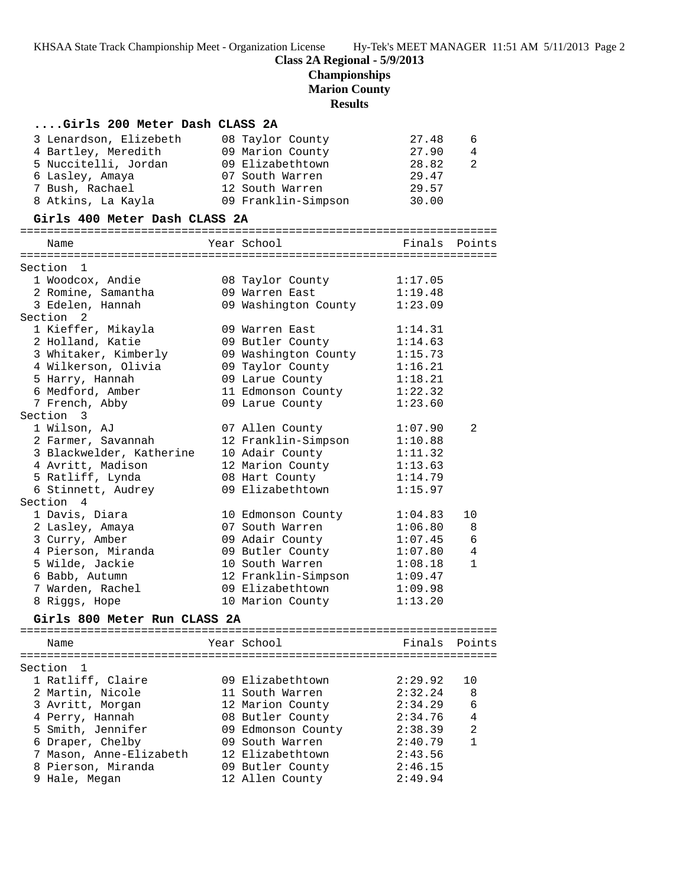**Class 2A Regional - 5/9/2013**
**Championships**
**Marion County**
**Results**

### ....Girls 200 Meter Dash CLASS 2A

| | Name | Year | School | Finals | Points |
|---|---|---|---|---|---|
| 3 | Lenardson, Elizebeth | 08 | Taylor County | 27.48 | 6 |
| 4 | Bartley, Meredith | 09 | Marion County | 27.90 | 4 |
| 5 | Nuccitelli, Jordan | 09 | Elizabethtown | 28.82 | 2 |
| 6 | Lasley, Amaya | 07 | South Warren | 29.47 | |
| 7 | Bush, Rachael | 12 | South Warren | 29.57 | |
| 8 | Atkins, La Kayla | 09 | Franklin-Simpson | 30.00 | |

### Girls 400 Meter Dash CLASS 2A

| | Name | Year | School | Finals | Points |
|---|---|---|---|---|---|
| **Section 1** | | | | | |
| 1 | Woodcox, Andie | 08 | Taylor County | 1:17.05 | |
| 2 | Romine, Samantha | 09 | Warren East | 1:19.48 | |
| 3 | Edelen, Hannah | 09 | Washington County | 1:23.09 | |
| **Section 2** | | | | | |
| 1 | Kieffer, Mikayla | 09 | Warren East | 1:14.31 | |
| 2 | Holland, Katie | 09 | Butler County | 1:14.63 | |
| 3 | Whitaker, Kimberly | 09 | Washington County | 1:15.73 | |
| 4 | Wilkerson, Olivia | 09 | Taylor County | 1:16.21 | |
| 5 | Harry, Hannah | 09 | Larue County | 1:18.21 | |
| 6 | Medford, Amber | 11 | Edmonson County | 1:22.32 | |
| 7 | French, Abby | 09 | Larue County | 1:23.60 | |
| **Section 3** | | | | | |
| 1 | Wilson, AJ | 07 | Allen County | 1:07.90 | 2 |
| 2 | Farmer, Savannah | 12 | Franklin-Simpson | 1:10.88 | |
| 3 | Blackwelder, Katherine | 10 | Adair County | 1:11.32 | |
| 4 | Avritt, Madison | 12 | Marion County | 1:13.63 | |
| 5 | Ratliff, Lynda | 08 | Hart County | 1:14.79 | |
| 6 | Stinnett, Audrey | 09 | Elizabethtown | 1:15.97 | |
| **Section 4** | | | | | |
| 1 | Davis, Diara | 10 | Edmonson County | 1:04.83 | 10 |
| 2 | Lasley, Amaya | 07 | South Warren | 1:06.80 | 8 |
| 3 | Curry, Amber | 09 | Adair County | 1:07.45 | 6 |
| 4 | Pierson, Miranda | 09 | Butler County | 1:07.80 | 4 |
| 5 | Wilde, Jackie | 10 | South Warren | 1:08.18 | 1 |
| 6 | Babb, Autumn | 12 | Franklin-Simpson | 1:09.47 | |
| 7 | Warden, Rachel | 09 | Elizabethtown | 1:09.98 | |
| 8 | Riggs, Hope | 10 | Marion County | 1:13.20 | |

### Girls 800 Meter Run CLASS 2A

| | Name | Year | School | Finals | Points |
|---|---|---|---|---|---|
| **Section 1** | | | | | |
| 1 | Ratliff, Claire | 09 | Elizabethtown | 2:29.92 | 10 |
| 2 | Martin, Nicole | 11 | South Warren | 2:32.24 | 8 |
| 3 | Avritt, Morgan | 12 | Marion County | 2:34.29 | 6 |
| 4 | Perry, Hannah | 08 | Butler County | 2:34.76 | 4 |
| 5 | Smith, Jennifer | 09 | Edmonson County | 2:38.39 | 2 |
| 6 | Draper, Chelby | 09 | South Warren | 2:40.79 | 1 |
| 7 | Mason, Anne-Elizabeth | 12 | Elizabethtown | 2:43.56 | |
| 8 | Pierson, Miranda | 09 | Butler County | 2:46.15 | |
| 9 | Hale, Megan | 12 | Allen County | 2:49.94 | |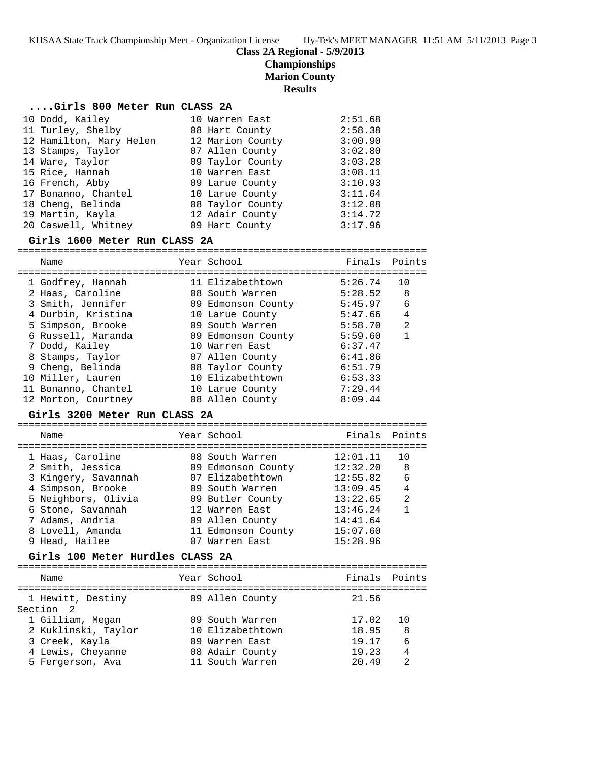**Class 2A Regional - 5/9/2013**

**Championships**

**Marion County**

**Results**

### ....Girls 800 Meter Run CLASS 2A

| | Name | Year | School | Finals | Points |
|---|---|---|---|---|---|
| 10 | Dodd, Kailey | 10 | Warren East | 2:51.68 | |
| 11 | Turley, Shelby | 08 | Hart County | 2:58.38 | |
| 12 | Hamilton, Mary Helen | 12 | Marion County | 3:00.90 | |
| 13 | Stamps, Taylor | 07 | Allen County | 3:02.80 | |
| 14 | Ware, Taylor | 09 | Taylor County | 3:03.28 | |
| 15 | Rice, Hannah | 10 | Warren East | 3:08.11 | |
| 16 | French, Abby | 09 | Larue County | 3:10.93 | |
| 17 | Bonanno, Chantel | 10 | Larue County | 3:11.64 | |
| 18 | Cheng, Belinda | 08 | Taylor County | 3:12.08 | |
| 19 | Martin, Kayla | 12 | Adair County | 3:14.72 | |
| 20 | Caswell, Whitney | 09 | Hart County | 3:17.96 | |

### Girls 1600 Meter Run CLASS 2A

| | Name | Year | School | Finals | Points |
|---|---|---|---|---|---|
| 1 | Godfrey, Hannah | 11 | Elizabethtown | 5:26.74 | 10 |
| 2 | Haas, Caroline | 08 | South Warren | 5:28.52 | 8 |
| 3 | Smith, Jennifer | 09 | Edmonson County | 5:45.97 | 6 |
| 4 | Durbin, Kristina | 10 | Larue County | 5:47.66 | 4 |
| 5 | Simpson, Brooke | 09 | South Warren | 5:58.70 | 2 |
| 6 | Russell, Maranda | 09 | Edmonson County | 5:59.60 | 1 |
| 7 | Dodd, Kailey | 10 | Warren East | 6:37.47 | |
| 8 | Stamps, Taylor | 07 | Allen County | 6:41.86 | |
| 9 | Cheng, Belinda | 08 | Taylor County | 6:51.79 | |
| 10 | Miller, Lauren | 10 | Elizabethtown | 6:53.33 | |
| 11 | Bonanno, Chantel | 10 | Larue County | 7:29.44 | |
| 12 | Morton, Courtney | 08 | Allen County | 8:09.44 | |

### Girls 3200 Meter Run CLASS 2A

| | Name | Year | School | Finals | Points |
|---|---|---|---|---|---|
| 1 | Haas, Caroline | 08 | South Warren | 12:01.11 | 10 |
| 2 | Smith, Jessica | 09 | Edmonson County | 12:32.20 | 8 |
| 3 | Kingery, Savannah | 07 | Elizabethtown | 12:55.82 | 6 |
| 4 | Simpson, Brooke | 09 | South Warren | 13:09.45 | 4 |
| 5 | Neighbors, Olivia | 09 | Butler County | 13:22.65 | 2 |
| 6 | Stone, Savannah | 12 | Warren East | 13:46.24 | 1 |
| 7 | Adams, Andria | 09 | Allen County | 14:41.64 | |
| 8 | Lovell, Amanda | 11 | Edmonson County | 15:07.60 | |
| 9 | Head, Hailee | 07 | Warren East | 15:28.96 | |

### Girls 100 Meter Hurdles CLASS 2A

| | Name | Year | School | Finals | Points |
|---|---|---|---|---|---|
| 1 | Hewitt, Destiny | 09 | Allen County | 21.56 | |
| Section 2 | | | | | |
| 1 | Gilliam, Megan | 09 | South Warren | 17.02 | 10 |
| 2 | Kuklinski, Taylor | 10 | Elizabethtown | 18.95 | 8 |
| 3 | Creek, Kayla | 09 | Warren East | 19.17 | 6 |
| 4 | Lewis, Cheyanne | 08 | Adair County | 19.23 | 4 |
| 5 | Fergerson, Ava | 11 | South Warren | 20.49 | 2 |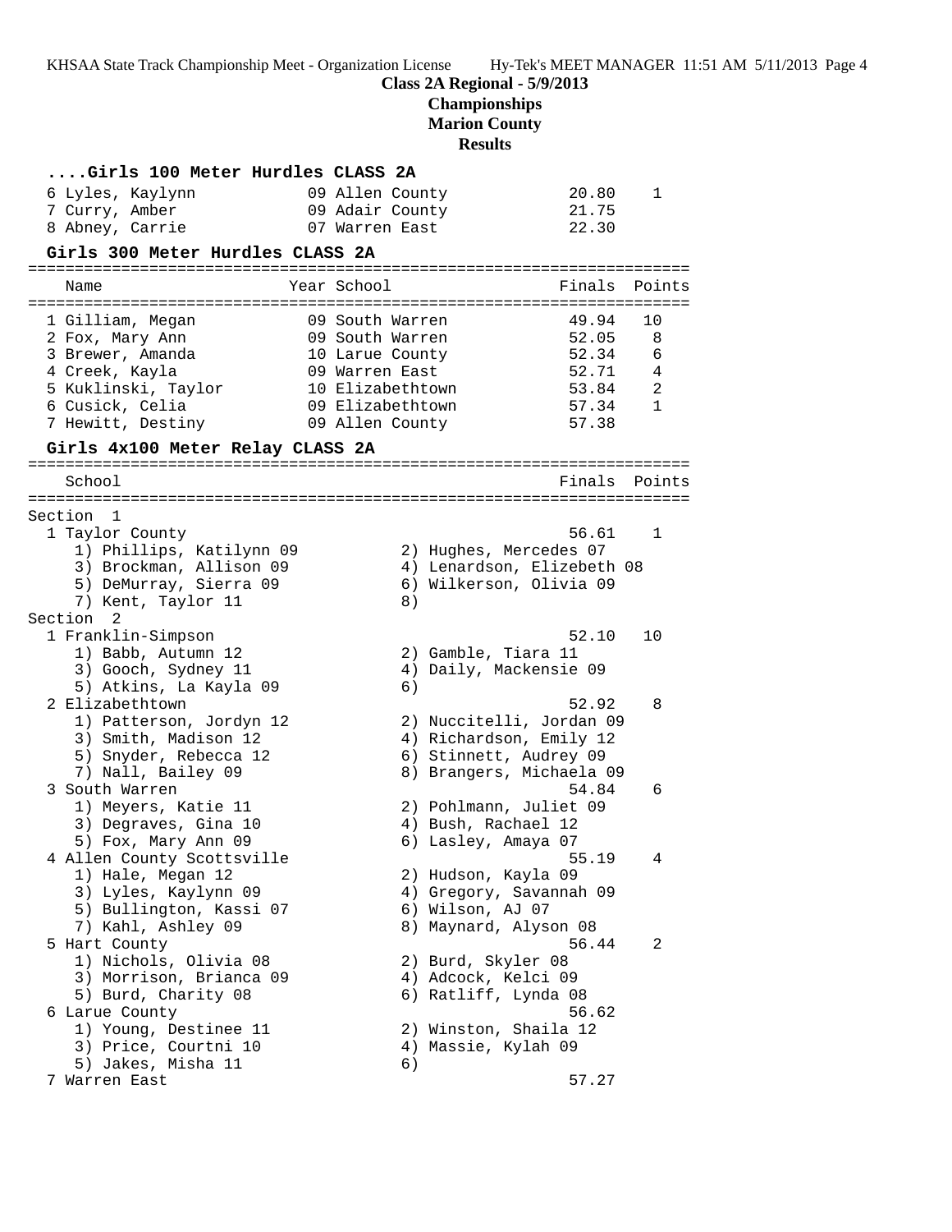**Class 2A Regional - 5/9/2013**

**Championships**

**Marion County**

**Results**

### ....Girls 100 Meter Hurdles CLASS 2A

| | | | | |
|---|---|---|---|---|
| 6 Lyles, Kaylynn | 09 | Allen County | 20.80 | 1 |
| 7 Curry, Amber | 09 | Adair County | 21.75 | |
| 8 Abney, Carrie | 07 | Warren East | 22.30 | |

### Girls 300 Meter Hurdles CLASS 2A

| Name | Year | School | Finals | Points |
|---|---|---|---|---|
| 1 Gilliam, Megan | 09 | South Warren | 49.94 | 10 |
| 2 Fox, Mary Ann | 09 | South Warren | 52.05 | 8 |
| 3 Brewer, Amanda | 10 | Larue County | 52.34 | 6 |
| 4 Creek, Kayla | 09 | Warren East | 52.71 | 4 |
| 5 Kuklinski, Taylor | 10 | Elizabethtown | 53.84 | 2 |
| 6 Cusick, Celia | 09 | Elizabethtown | 57.34 | 1 |
| 7 Hewitt, Destiny | 09 | Allen County | 57.38 | |

### Girls 4x100 Meter Relay CLASS 2A

| School | Finals | Points |
|---|---|---|
| **Section 1** | | |
| 1 Taylor County | 56.61 | 1 |
| 1) Phillips, Katilynn 09; 2) Hughes, Mercedes 07; 3) Brockman, Allison 09; 4) Lenardson, Elizebeth 08; 5) DeMurray, Sierra 09; 6) Wilkerson, Olivia 09; 7) Kent, Taylor 11; 8) | | |
| **Section 2** | | |
| 1 Franklin-Simpson | 52.10 | 10 |
| 1) Babb, Autumn 12; 2) Gamble, Tiara 11; 3) Gooch, Sydney 11; 4) Daily, Mackensie 09; 5) Atkins, La Kayla 09; 6) | | |
| 2 Elizabethtown | 52.92 | 8 |
| 1) Patterson, Jordyn 12; 2) Nuccitelli, Jordan 09; 3) Smith, Madison 12; 4) Richardson, Emily 12; 5) Snyder, Rebecca 12; 6) Stinnett, Audrey 09; 7) Nall, Bailey 09; 8) Brangers, Michaela 09 | | |
| 3 South Warren | 54.84 | 6 |
| 1) Meyers, Katie 11; 2) Pohlmann, Juliet 09; 3) Degraves, Gina 10; 4) Bush, Rachael 12; 5) Fox, Mary Ann 09; 6) Lasley, Amaya 07 | | |
| 4 Allen County Scottsville | 55.19 | 4 |
| 1) Hale, Megan 12; 2) Hudson, Kayla 09; 3) Lyles, Kaylynn 09; 4) Gregory, Savannah 09; 5) Bullington, Kassi 07; 6) Wilson, AJ 07; 7) Kahl, Ashley 09; 8) Maynard, Alyson 08 | | |
| 5 Hart County | 56.44 | 2 |
| 1) Nichols, Olivia 08; 2) Burd, Skyler 08; 3) Morrison, Brianca 09; 4) Adcock, Kelci 09; 5) Burd, Charity 08; 6) Ratliff, Lynda 08 | | |
| 6 Larue County | 56.62 | |
| 1) Young, Destinee 11; 2) Winston, Shaila 12; 3) Price, Courtni 10; 4) Massie, Kylah 09; 5) Jakes, Misha 11; 6) | | |
| 7 Warren East | 57.27 | |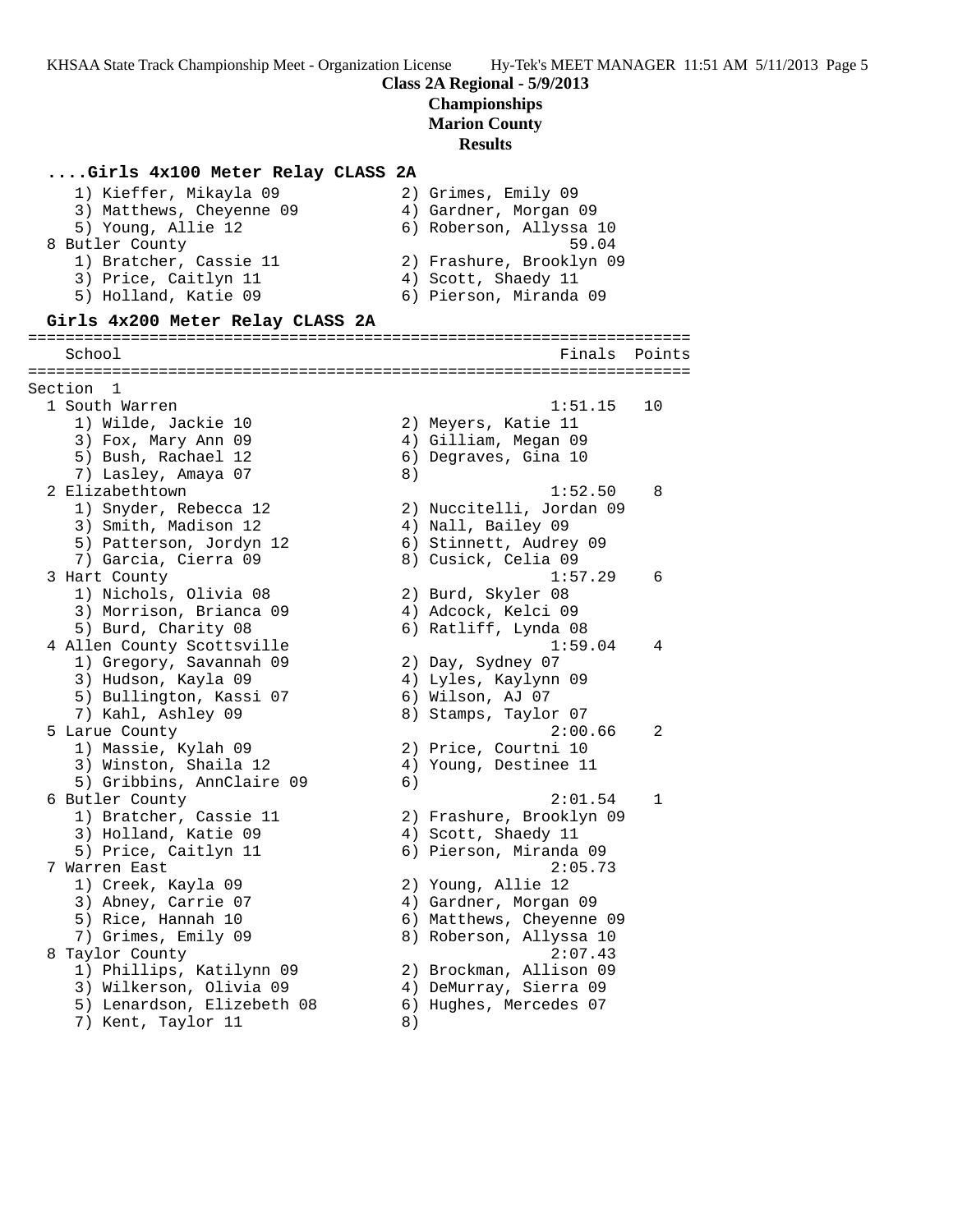**Class 2A Regional - 5/9/2013**
**Championships**
**Marion County**
**Results**

### ....Girls 4x100 Meter Relay CLASS 2A

```
    1) Kieffer, Mikayla 09            2) Grimes, Emily 09
    3) Matthews, Cheyenne 09          4) Gardner, Morgan 09
    5) Young, Allie 12                6) Roberson, Allyssa 10
  8 Butler County                                 59.04
    1) Bratcher, Cassie 11            2) Frashure, Brooklyn 09
    3) Price, Caitlyn 11              4) Scott, Shaedy 11
    5) Holland, Katie 09              6) Pierson, Miranda 09
```

### Girls 4x200 Meter Relay CLASS 2A

```
=======================================================================
   School                                            Finals  Points
=======================================================================
Section  1
  1 South Warren                                    1:51.15   10
    1) Wilde, Jackie 10               2) Meyers, Katie 11
    3) Fox, Mary Ann 09               4) Gilliam, Megan 09
    5) Bush, Rachael 12               6) Degraves, Gina 10
    7) Lasley, Amaya 07               8)
  2 Elizabethtown                                   1:52.50    8
    1) Snyder, Rebecca 12             2) Nuccitelli, Jordan 09
    3) Smith, Madison 12              4) Nall, Bailey 09
    5) Patterson, Jordyn 12           6) Stinnett, Audrey 09
    7) Garcia, Cierra 09              8) Cusick, Celia 09
  3 Hart County                                     1:57.29    6
    1) Nichols, Olivia 08             2) Burd, Skyler 08
    3) Morrison, Brianca 09           4) Adcock, Kelci 09
    5) Burd, Charity 08               6) Ratliff, Lynda 08
  4 Allen County Scottsville                        1:59.04    4
    1) Gregory, Savannah 09           2) Day, Sydney 07
    3) Hudson, Kayla 09               4) Lyles, Kaylynn 09
    5) Bullington, Kassi 07           6) Wilson, AJ 07
    7) Kahl, Ashley 09                8) Stamps, Taylor 07
  5 Larue County                                    2:00.66    2
    1) Massie, Kylah 09               2) Price, Courtni 10
    3) Winston, Shaila 12             4) Young, Destinee 11
    5) Gribbins, AnnClaire 09         6)
  6 Butler County                                   2:01.54    1
    1) Bratcher, Cassie 11            2) Frashure, Brooklyn 09
    3) Holland, Katie 09              4) Scott, Shaedy 11
    5) Price, Caitlyn 11              6) Pierson, Miranda 09
  7 Warren East                                     2:05.73
    1) Creek, Kayla 09                2) Young, Allie 12
    3) Abney, Carrie 07               4) Gardner, Morgan 09
    5) Rice, Hannah 10                6) Matthews, Cheyenne 09
    7) Grimes, Emily 09               8) Roberson, Allyssa 10
  8 Taylor County                                   2:07.43
    1) Phillips, Katilynn 09          2) Brockman, Allison 09
    3) Wilkerson, Olivia 09           4) DeMurray, Sierra 09
    5) Lenardson, Elizebeth 08        6) Hughes, Mercedes 07
    7) Kent, Taylor 11                8)
```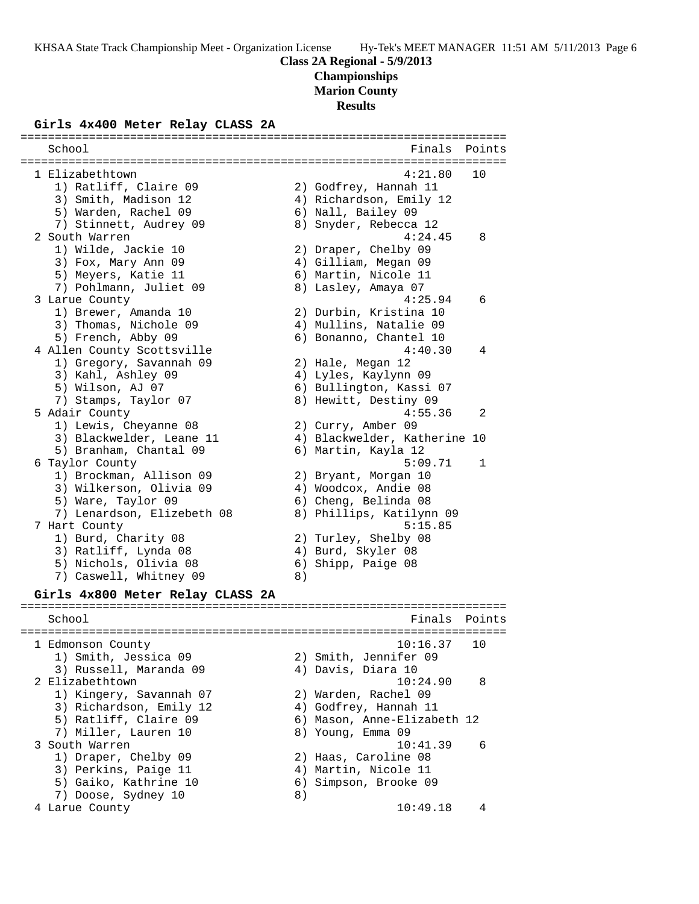**Class 2A Regional - 5/9/2013**
**Championships**
**Marion County**
**Results**

### Girls 4x400 Meter Relay CLASS 2A

```
=======================================================================
   School                                               Finals  Points
=======================================================================
  1 Elizabethtown                                      4:21.80   10
     1) Ratliff, Claire 09              2) Godfrey, Hannah 11
     3) Smith, Madison 12               4) Richardson, Emily 12
     5) Warden, Rachel 09               6) Nall, Bailey 09
     7) Stinnett, Audrey 09             8) Snyder, Rebecca 12
  2 South Warren                                       4:24.45    8
     1) Wilde, Jackie 10                2) Draper, Chelby 09
     3) Fox, Mary Ann 09                4) Gilliam, Megan 09
     5) Meyers, Katie 11                6) Martin, Nicole 11
     7) Pohlmann, Juliet 09             8) Lasley, Amaya 07
  3 Larue County                                       4:25.94    6
     1) Brewer, Amanda 10               2) Durbin, Kristina 10
     3) Thomas, Nichole 09              4) Mullins, Natalie 09
     5) French, Abby 09                 6) Bonanno, Chantel 10
  4 Allen County Scottsville                           4:40.30    4
     1) Gregory, Savannah 09            2) Hale, Megan 12
     3) Kahl, Ashley 09                 4) Lyles, Kaylynn 09
     5) Wilson, AJ 07                   6) Bullington, Kassi 07
     7) Stamps, Taylor 07               8) Hewitt, Destiny 09
  5 Adair County                                       4:55.36    2
     1) Lewis, Cheyanne 08              2) Curry, Amber 09
     3) Blackwelder, Leane 11           4) Blackwelder, Katherine 10
     5) Branham, Chantal 09             6) Martin, Kayla 12
  6 Taylor County                                      5:09.71    1
     1) Brockman, Allison 09            2) Bryant, Morgan 10
     3) Wilkerson, Olivia 09            4) Woodcox, Andie 08
     5) Ware, Taylor 09                 6) Cheng, Belinda 08
     7) Lenardson, Elizebeth 08         8) Phillips, Katilynn 09
  7 Hart County                                        5:15.85
     1) Burd, Charity 08                2) Turley, Shelby 08
     3) Ratliff, Lynda 08               4) Burd, Skyler 08
     5) Nichols, Olivia 08              6) Shipp, Paige 08
     7) Caswell, Whitney 09             8)
```

### Girls 4x800 Meter Relay CLASS 2A

```
=======================================================================
   School                                               Finals  Points
=======================================================================
  1 Edmonson County                                   10:16.37   10
     1) Smith, Jessica 09               2) Smith, Jennifer 09
     3) Russell, Maranda 09             4) Davis, Diara 10
  2 Elizabethtown                                     10:24.90    8
     1) Kingery, Savannah 07            2) Warden, Rachel 09
     3) Richardson, Emily 12            4) Godfrey, Hannah 11
     5) Ratliff, Claire 09              6) Mason, Anne-Elizabeth 12
     7) Miller, Lauren 10               8) Young, Emma 09
  3 South Warren                                      10:41.39    6
     1) Draper, Chelby 09               2) Haas, Caroline 08
     3) Perkins, Paige 11               4) Martin, Nicole 11
     5) Gaiko, Kathrine 10              6) Simpson, Brooke 09
     7) Doose, Sydney 10                8)
  4 Larue County                                      10:49.18    4
```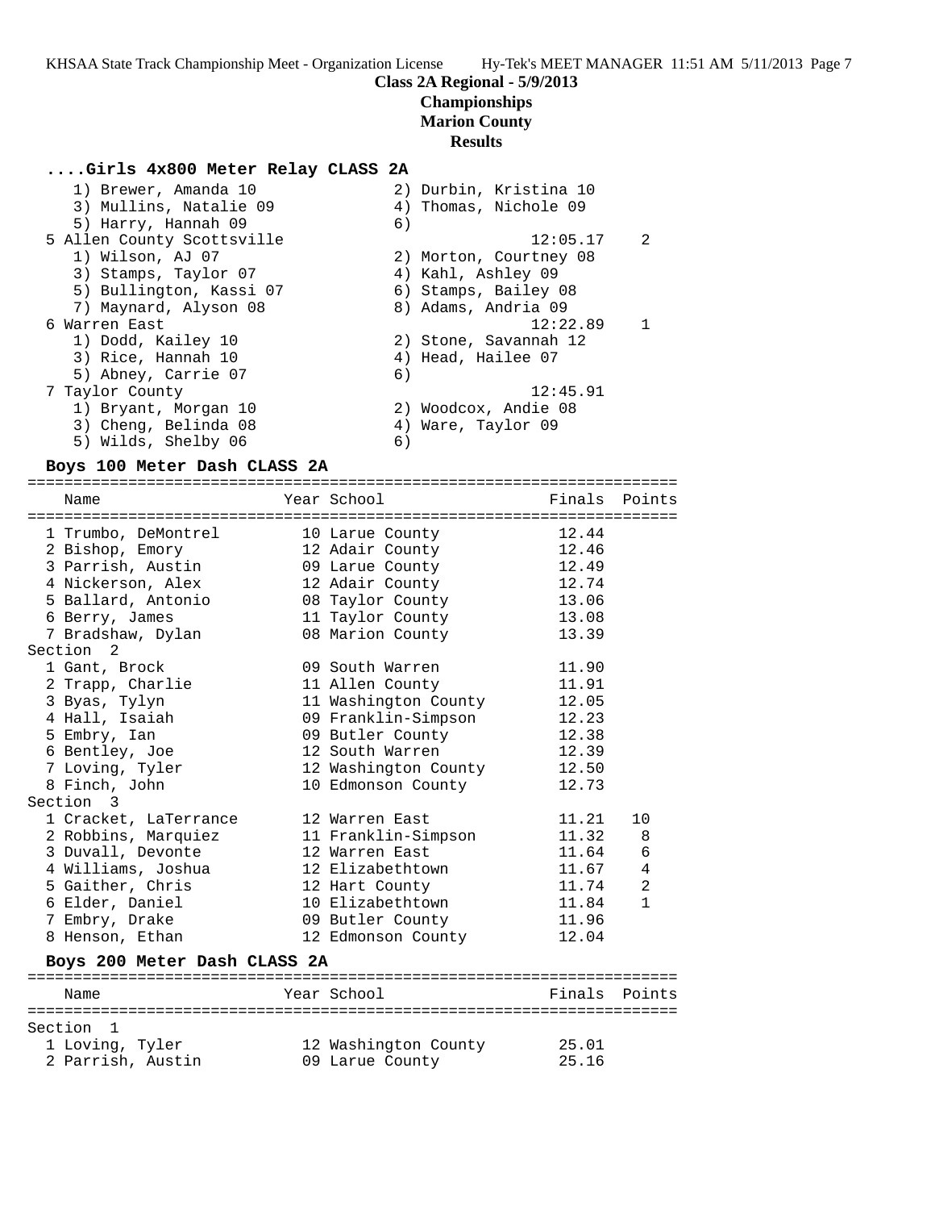**Class 2A Regional - 5/9/2013**
**Championships**
**Marion County**
**Results**

### ....Girls 4x800 Meter Relay CLASS 2A

```
   1) Brewer, Amanda 10              2) Durbin, Kristina 10
   3) Mullins, Natalie 09            4) Thomas, Nichole 09
   5) Harry, Hannah 09               6)
 5 Allen County Scottsville                       12:05.17    2
   1) Wilson, AJ 07                  2) Morton, Courtney 08
   3) Stamps, Taylor 07              4) Kahl, Ashley 09
   5) Bullington, Kassi 07           6) Stamps, Bailey 08
   7) Maynard, Alyson 08             8) Adams, Andria 09
 6 Warren East                                    12:22.89    1
   1) Dodd, Kailey 10                2) Stone, Savannah 12
   3) Rice, Hannah 10                4) Head, Hailee 07
   5) Abney, Carrie 07               6)
 7 Taylor County                                  12:45.91
   1) Bryant, Morgan 10              2) Woodcox, Andie 08
   3) Cheng, Belinda 08              4) Ware, Taylor 09
   5) Wilds, Shelby 06               6)
```

### Boys 100 Meter Dash CLASS 2A

| Name | Year School | Finals | Points |
|---|---|---|---|
| 1 Trumbo, DeMontrel | 10 Larue County | 12.44 | |
| 2 Bishop, Emory | 12 Adair County | 12.46 | |
| 3 Parrish, Austin | 09 Larue County | 12.49 | |
| 4 Nickerson, Alex | 12 Adair County | 12.74 | |
| 5 Ballard, Antonio | 08 Taylor County | 13.06 | |
| 6 Berry, James | 11 Taylor County | 13.08 | |
| 7 Bradshaw, Dylan | 08 Marion County | 13.39 | |
| Section 2 | | | |
| 1 Gant, Brock | 09 South Warren | 11.90 | |
| 2 Trapp, Charlie | 11 Allen County | 11.91 | |
| 3 Byas, Tylyn | 11 Washington County | 12.05 | |
| 4 Hall, Isaiah | 09 Franklin-Simpson | 12.23 | |
| 5 Embry, Ian | 09 Butler County | 12.38 | |
| 6 Bentley, Joe | 12 South Warren | 12.39 | |
| 7 Loving, Tyler | 12 Washington County | 12.50 | |
| 8 Finch, John | 10 Edmonson County | 12.73 | |
| Section 3 | | | |
| 1 Cracket, LaTerrance | 12 Warren East | 11.21 | 10 |
| 2 Robbins, Marquiez | 11 Franklin-Simpson | 11.32 | 8 |
| 3 Duvall, Devonte | 12 Warren East | 11.64 | 6 |
| 4 Williams, Joshua | 12 Elizabethtown | 11.67 | 4 |
| 5 Gaither, Chris | 12 Hart County | 11.74 | 2 |
| 6 Elder, Daniel | 10 Elizabethtown | 11.84 | 1 |
| 7 Embry, Drake | 09 Butler County | 11.96 | |
| 8 Henson, Ethan | 12 Edmonson County | 12.04 | |

### Boys 200 Meter Dash CLASS 2A

| Name | Year School | Finals | Points |
|---|---|---|---|
| Section 1 | | | |
| 1 Loving, Tyler | 12 Washington County | 25.01 | |
| 2 Parrish, Austin | 09 Larue County | 25.16 | |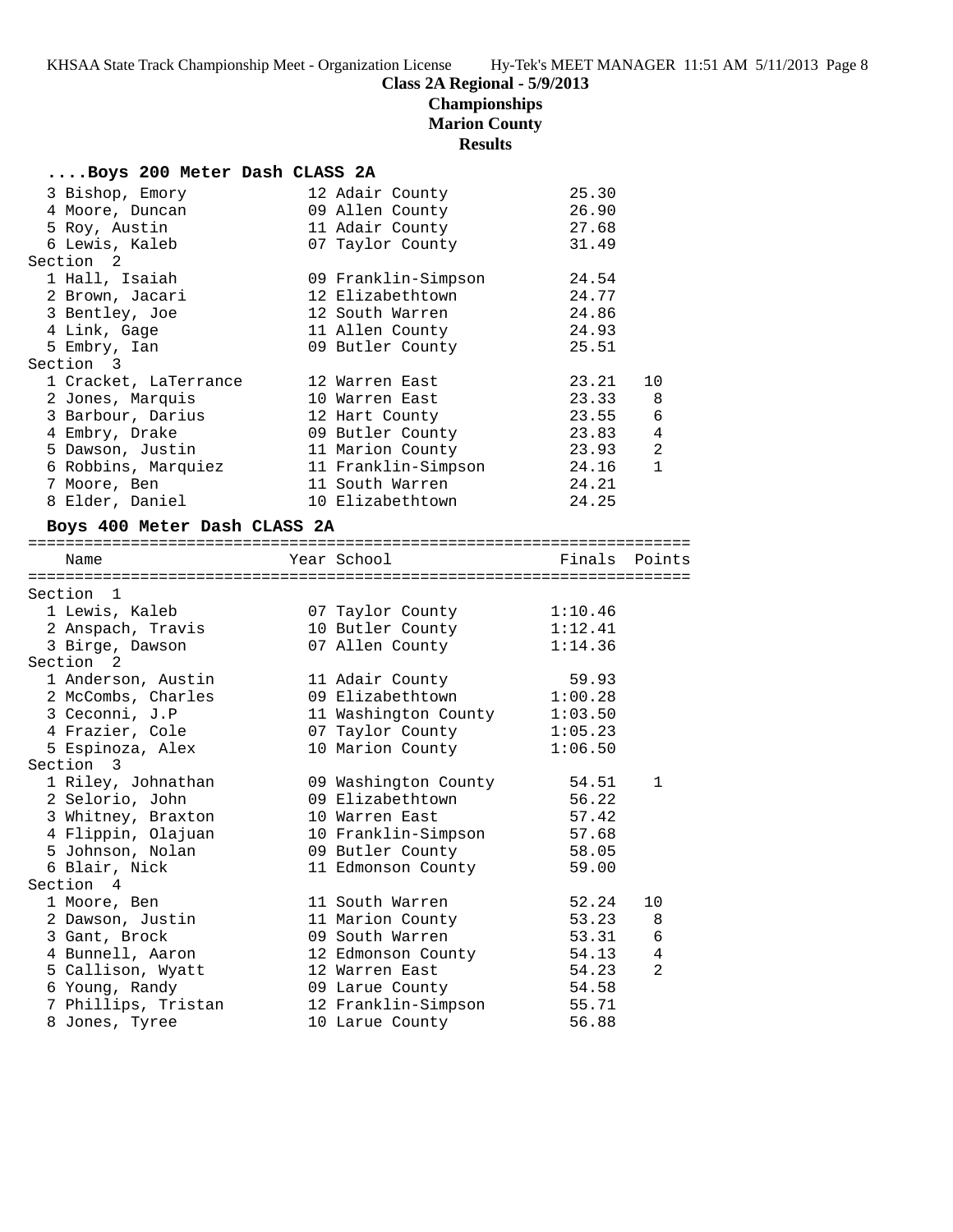**Class 2A Regional - 5/9/2013**

**Championships**

**Marion County**

**Results**

### ....Boys 200 Meter Dash CLASS 2A

| Name | Year | School | Finals | Points |
|---|---|---|---|---|
| 3 Bishop, Emory | 12 | Adair County | 25.30 | |
| 4 Moore, Duncan | 09 | Allen County | 26.90 | |
| 5 Roy, Austin | 11 | Adair County | 27.68 | |
| 6 Lewis, Kaleb | 07 | Taylor County | 31.49 | |
| **Section 2** | | | | |
| 1 Hall, Isaiah | 09 | Franklin-Simpson | 24.54 | |
| 2 Brown, Jacari | 12 | Elizabethtown | 24.77 | |
| 3 Bentley, Joe | 12 | South Warren | 24.86 | |
| 4 Link, Gage | 11 | Allen County | 24.93 | |
| 5 Embry, Ian | 09 | Butler County | 25.51 | |
| **Section 3** | | | | |
| 1 Cracket, LaTerrance | 12 | Warren East | 23.21 | 10 |
| 2 Jones, Marquis | 10 | Warren East | 23.33 | 8 |
| 3 Barbour, Darius | 12 | Hart County | 23.55 | 6 |
| 4 Embry, Drake | 09 | Butler County | 23.83 | 4 |
| 5 Dawson, Justin | 11 | Marion County | 23.93 | 2 |
| 6 Robbins, Marquiez | 11 | Franklin-Simpson | 24.16 | 1 |
| 7 Moore, Ben | 11 | South Warren | 24.21 | |
| 8 Elder, Daniel | 10 | Elizabethtown | 24.25 | |

### Boys 400 Meter Dash CLASS 2A

| Name | Year | School | Finals | Points |
|---|---|---|---|---|
| **Section 1** | | | | |
| 1 Lewis, Kaleb | 07 | Taylor County | 1:10.46 | |
| 2 Anspach, Travis | 10 | Butler County | 1:12.41 | |
| 3 Birge, Dawson | 07 | Allen County | 1:14.36 | |
| **Section 2** | | | | |
| 1 Anderson, Austin | 11 | Adair County | 59.93 | |
| 2 McCombs, Charles | 09 | Elizabethtown | 1:00.28 | |
| 3 Ceconni, J.P | 11 | Washington County | 1:03.50 | |
| 4 Frazier, Cole | 07 | Taylor County | 1:05.23 | |
| 5 Espinoza, Alex | 10 | Marion County | 1:06.50 | |
| **Section 3** | | | | |
| 1 Riley, Johnathan | 09 | Washington County | 54.51 | 1 |
| 2 Selorio, John | 09 | Elizabethtown | 56.22 | |
| 3 Whitney, Braxton | 10 | Warren East | 57.42 | |
| 4 Flippin, Olajuan | 10 | Franklin-Simpson | 57.68 | |
| 5 Johnson, Nolan | 09 | Butler County | 58.05 | |
| 6 Blair, Nick | 11 | Edmonson County | 59.00 | |
| **Section 4** | | | | |
| 1 Moore, Ben | 11 | South Warren | 52.24 | 10 |
| 2 Dawson, Justin | 11 | Marion County | 53.23 | 8 |
| 3 Gant, Brock | 09 | South Warren | 53.31 | 6 |
| 4 Bunnell, Aaron | 12 | Edmonson County | 54.13 | 4 |
| 5 Callison, Wyatt | 12 | Warren East | 54.23 | 2 |
| 6 Young, Randy | 09 | Larue County | 54.58 | |
| 7 Phillips, Tristan | 12 | Franklin-Simpson | 55.71 | |
| 8 Jones, Tyree | 10 | Larue County | 56.88 | |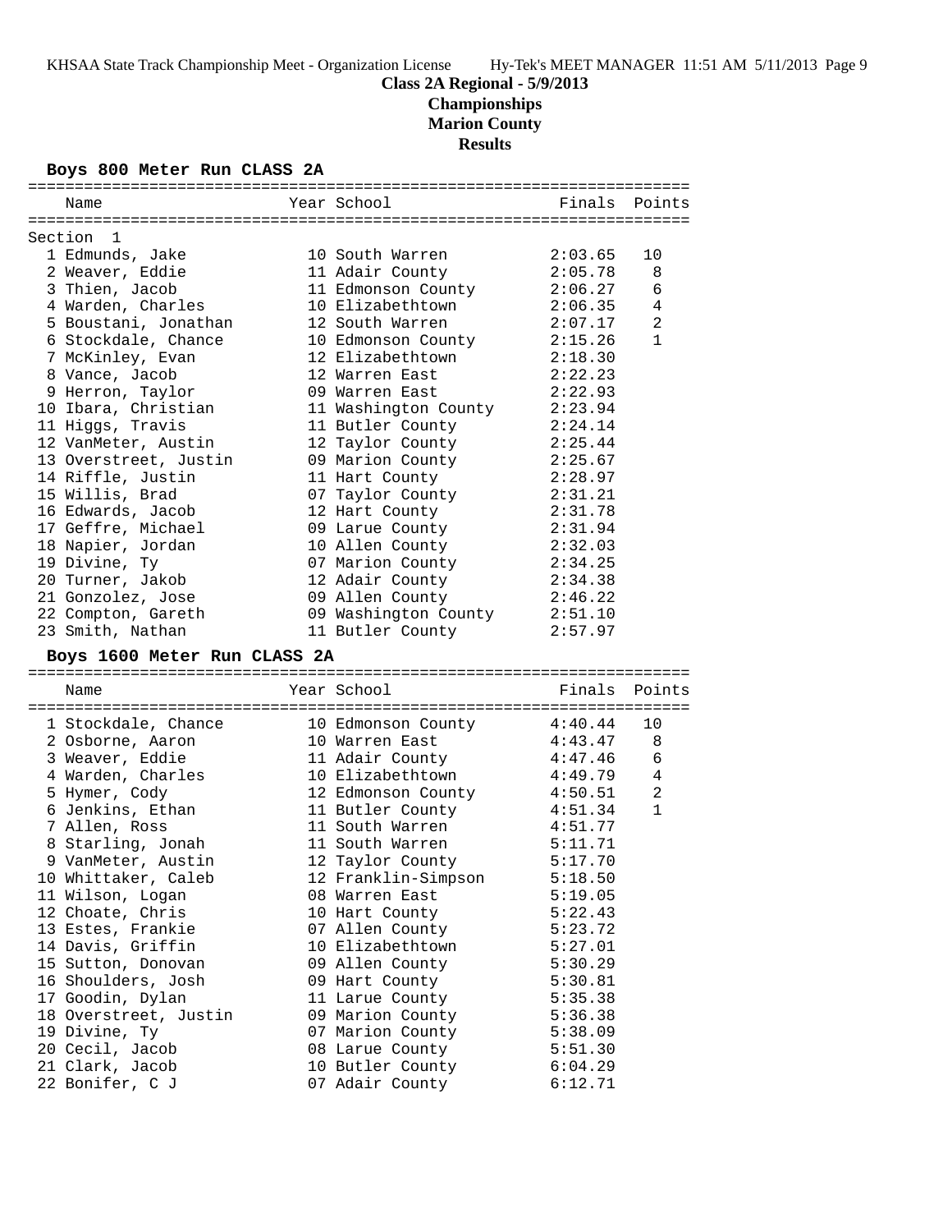# Class 2A Regional - 5/9/2013

## Championships

## Marion County

## Results

### Boys 800 Meter Run CLASS 2A

Section 1

| | Name | Year | School | Finals | Points |
|---|---|---|---|---|---|
| 1 | Edmunds, Jake | 10 | South Warren | 2:03.65 | 10 |
| 2 | Weaver, Eddie | 11 | Adair County | 2:05.78 | 8 |
| 3 | Thien, Jacob | 11 | Edmonson County | 2:06.27 | 6 |
| 4 | Warden, Charles | 10 | Elizabethtown | 2:06.35 | 4 |
| 5 | Boustani, Jonathan | 12 | South Warren | 2:07.17 | 2 |
| 6 | Stockdale, Chance | 10 | Edmonson County | 2:15.26 | 1 |
| 7 | McKinley, Evan | 12 | Elizabethtown | 2:18.30 | |
| 8 | Vance, Jacob | 12 | Warren East | 2:22.23 | |
| 9 | Herron, Taylor | 09 | Warren East | 2:22.93 | |
| 10 | Ibara, Christian | 11 | Washington County | 2:23.94 | |
| 11 | Higgs, Travis | 11 | Butler County | 2:24.14 | |
| 12 | VanMeter, Austin | 12 | Taylor County | 2:25.44 | |
| 13 | Overstreet, Justin | 09 | Marion County | 2:25.67 | |
| 14 | Riffle, Justin | 11 | Hart County | 2:28.97 | |
| 15 | Willis, Brad | 07 | Taylor County | 2:31.21 | |
| 16 | Edwards, Jacob | 12 | Hart County | 2:31.78 | |
| 17 | Geffre, Michael | 09 | Larue County | 2:31.94 | |
| 18 | Napier, Jordan | 10 | Allen County | 2:32.03 | |
| 19 | Divine, Ty | 07 | Marion County | 2:34.25 | |
| 20 | Turner, Jakob | 12 | Adair County | 2:34.38 | |
| 21 | Gonzolez, Jose | 09 | Allen County | 2:46.22 | |
| 22 | Compton, Gareth | 09 | Washington County | 2:51.10 | |
| 23 | Smith, Nathan | 11 | Butler County | 2:57.97 | |

### Boys 1600 Meter Run CLASS 2A

| | Name | Year | School | Finals | Points |
|---|---|---|---|---|---|
| 1 | Stockdale, Chance | 10 | Edmonson County | 4:40.44 | 10 |
| 2 | Osborne, Aaron | 10 | Warren East | 4:43.47 | 8 |
| 3 | Weaver, Eddie | 11 | Adair County | 4:47.46 | 6 |
| 4 | Warden, Charles | 10 | Elizabethtown | 4:49.79 | 4 |
| 5 | Hymer, Cody | 12 | Edmonson County | 4:50.51 | 2 |
| 6 | Jenkins, Ethan | 11 | Butler County | 4:51.34 | 1 |
| 7 | Allen, Ross | 11 | South Warren | 4:51.77 | |
| 8 | Starling, Jonah | 11 | South Warren | 5:11.71 | |
| 9 | VanMeter, Austin | 12 | Taylor County | 5:17.70 | |
| 10 | Whittaker, Caleb | 12 | Franklin-Simpson | 5:18.50 | |
| 11 | Wilson, Logan | 08 | Warren East | 5:19.05 | |
| 12 | Choate, Chris | 10 | Hart County | 5:22.43 | |
| 13 | Estes, Frankie | 07 | Allen County | 5:23.72 | |
| 14 | Davis, Griffin | 10 | Elizabethtown | 5:27.01 | |
| 15 | Sutton, Donovan | 09 | Allen County | 5:30.29 | |
| 16 | Shoulders, Josh | 09 | Hart County | 5:30.81 | |
| 17 | Goodin, Dylan | 11 | Larue County | 5:35.38 | |
| 18 | Overstreet, Justin | 09 | Marion County | 5:36.38 | |
| 19 | Divine, Ty | 07 | Marion County | 5:38.09 | |
| 20 | Cecil, Jacob | 08 | Larue County | 5:51.30 | |
| 21 | Clark, Jacob | 10 | Butler County | 6:04.29 | |
| 22 | Bonifer, C J | 07 | Adair County | 6:12.71 | |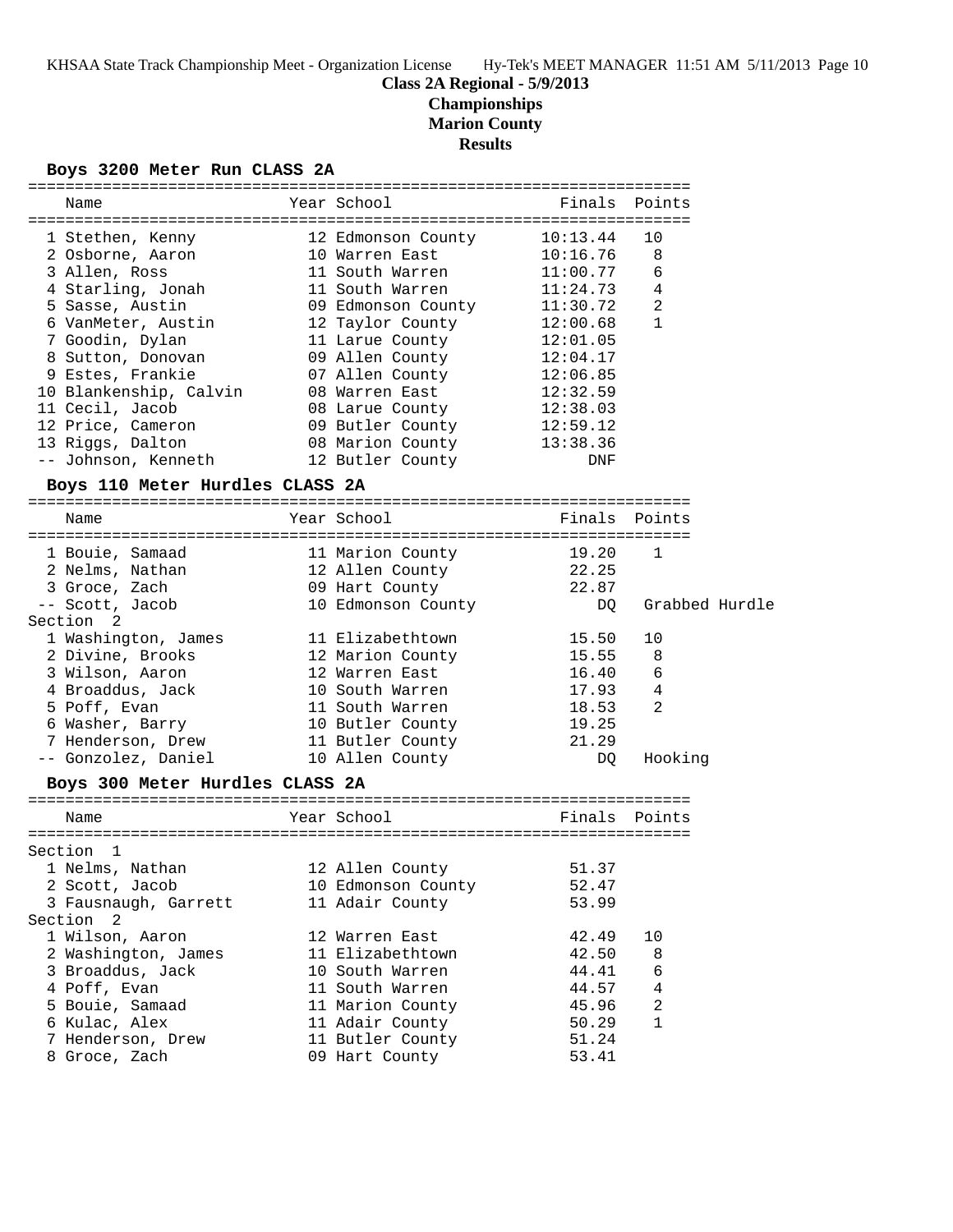**Class 2A Regional - 5/9/2013**

**Championships**

**Marion County**

**Results**

### Boys 3200 Meter Run CLASS 2A

| | Name | Year | School | Finals | Points |
|---|---|---|---|---|---|
| 1 | Stethen, Kenny | 12 | Edmonson County | 10:13.44 | 10 |
| 2 | Osborne, Aaron | 10 | Warren East | 10:16.76 | 8 |
| 3 | Allen, Ross | 11 | South Warren | 11:00.77 | 6 |
| 4 | Starling, Jonah | 11 | South Warren | 11:24.73 | 4 |
| 5 | Sasse, Austin | 09 | Edmonson County | 11:30.72 | 2 |
| 6 | VanMeter, Austin | 12 | Taylor County | 12:00.68 | 1 |
| 7 | Goodin, Dylan | 11 | Larue County | 12:01.05 | |
| 8 | Sutton, Donovan | 09 | Allen County | 12:04.17 | |
| 9 | Estes, Frankie | 07 | Allen County | 12:06.85 | |
| 10 | Blankenship, Calvin | 08 | Warren East | 12:32.59 | |
| 11 | Cecil, Jacob | 08 | Larue County | 12:38.03 | |
| 12 | Price, Cameron | 09 | Butler County | 12:59.12 | |
| 13 | Riggs, Dalton | 08 | Marion County | 13:38.36 | |
| -- | Johnson, Kenneth | 12 | Butler County | DNF | |

### Boys 110 Meter Hurdles CLASS 2A

| | Name | Year | School | Finals | Points |
|---|---|---|---|---|---|
| 1 | Bouie, Samaad | 11 | Marion County | 19.20 | 1 |
| 2 | Nelms, Nathan | 12 | Allen County | 22.25 | |
| 3 | Groce, Zach | 09 | Hart County | 22.87 | |
| -- | Scott, Jacob | 10 | Edmonson County | DQ | Grabbed Hurdle |
| Section 2 | | | | | |
| 1 | Washington, James | 11 | Elizabethtown | 15.50 | 10 |
| 2 | Divine, Brooks | 12 | Marion County | 15.55 | 8 |
| 3 | Wilson, Aaron | 12 | Warren East | 16.40 | 6 |
| 4 | Broaddus, Jack | 10 | South Warren | 17.93 | 4 |
| 5 | Poff, Evan | 11 | South Warren | 18.53 | 2 |
| 6 | Washer, Barry | 10 | Butler County | 19.25 | |
| 7 | Henderson, Drew | 11 | Butler County | 21.29 | |
| -- | Gonzolez, Daniel | 10 | Allen County | DQ | Hooking |

### Boys 300 Meter Hurdles CLASS 2A

| | Name | Year | School | Finals | Points |
|---|---|---|---|---|---|
| Section 1 | | | | | |
| 1 | Nelms, Nathan | 12 | Allen County | 51.37 | |
| 2 | Scott, Jacob | 10 | Edmonson County | 52.47 | |
| 3 | Fausnaugh, Garrett | 11 | Adair County | 53.99 | |
| Section 2 | | | | | |
| 1 | Wilson, Aaron | 12 | Warren East | 42.49 | 10 |
| 2 | Washington, James | 11 | Elizabethtown | 42.50 | 8 |
| 3 | Broaddus, Jack | 10 | South Warren | 44.41 | 6 |
| 4 | Poff, Evan | 11 | South Warren | 44.57 | 4 |
| 5 | Bouie, Samaad | 11 | Marion County | 45.96 | 2 |
| 6 | Kulac, Alex | 11 | Adair County | 50.29 | 1 |
| 7 | Henderson, Drew | 11 | Butler County | 51.24 | |
| 8 | Groce, Zach | 09 | Hart County | 53.41 | |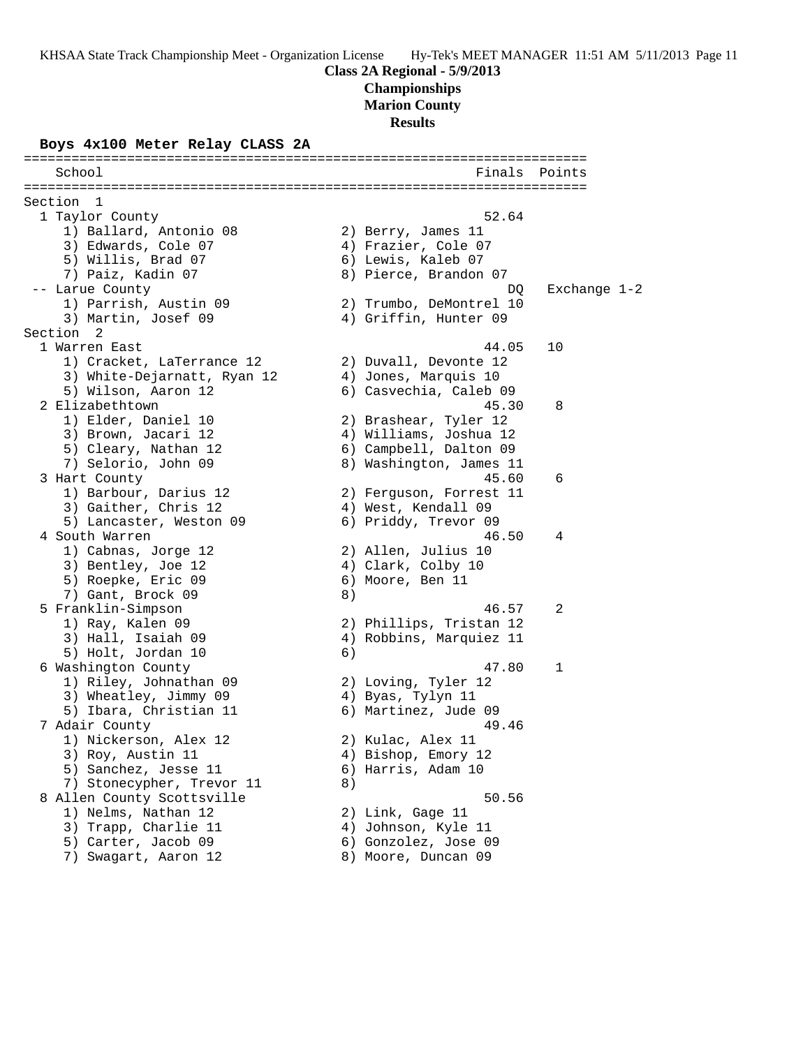**Class 2A Regional - 5/9/2013**

**Championships**

**Marion County**

**Results**

### Boys 4x100 Meter Relay CLASS 2A

```
=======================================================================
    School                                            Finals  Points
=======================================================================
Section  1
  1 Taylor County                                      52.64
     1) Ballard, Antonio 08             2) Berry, James 11
     3) Edwards, Cole 07                4) Frazier, Cole 07
     5) Willis, Brad 07                 6) Lewis, Kaleb 07
     7) Paiz, Kadin 07                  8) Pierce, Brandon 07
 -- Larue County                                          DQ   Exchange 1-2
     1) Parrish, Austin 09              2) Trumbo, DeMontrel 10
     3) Martin, Josef 09                4) Griffin, Hunter 09
Section  2
  1 Warren East                                        44.05   10
     1) Cracket, LaTerrance 12          2) Duvall, Devonte 12
     3) White-Dejarnatt, Ryan 12        4) Jones, Marquis 10
     5) Wilson, Aaron 12                6) Casvechia, Caleb 09
  2 Elizabethtown                                      45.30    8
     1) Elder, Daniel 10                2) Brashear, Tyler 12
     3) Brown, Jacari 12                4) Williams, Joshua 12
     5) Cleary, Nathan 12               6) Campbell, Dalton 09
     7) Selorio, John 09                8) Washington, James 11
  3 Hart County                                        45.60    6
     1) Barbour, Darius 12              2) Ferguson, Forrest 11
     3) Gaither, Chris 12               4) West, Kendall 09
     5) Lancaster, Weston 09            6) Priddy, Trevor 09
  4 South Warren                                       46.50    4
     1) Cabnas, Jorge 12                2) Allen, Julius 10
     3) Bentley, Joe 12                 4) Clark, Colby 10
     5) Roepke, Eric 09                 6) Moore, Ben 11
     7) Gant, Brock 09                  8)
  5 Franklin-Simpson                                   46.57    2
     1) Ray, Kalen 09                   2) Phillips, Tristan 12
     3) Hall, Isaiah 09                 4) Robbins, Marquiez 11
     5) Holt, Jordan 10                 6)
  6 Washington County                                  47.80    1
     1) Riley, Johnathan 09             2) Loving, Tyler 12
     3) Wheatley, Jimmy 09              4) Byas, Tylyn 11
     5) Ibara, Christian 11             6) Martinez, Jude 09
  7 Adair County                                       49.46
     1) Nickerson, Alex 12              2) Kulac, Alex 11
     3) Roy, Austin 11                  4) Bishop, Emory 12
     5) Sanchez, Jesse 11               6) Harris, Adam 10
     7) Stonecypher, Trevor 11          8)
  8 Allen County Scottsville                           50.56
     1) Nelms, Nathan 12                2) Link, Gage 11
     3) Trapp, Charlie 11               4) Johnson, Kyle 11
     5) Carter, Jacob 09                6) Gonzolez, Jose 09
     7) Swagart, Aaron 12               8) Moore, Duncan 09
```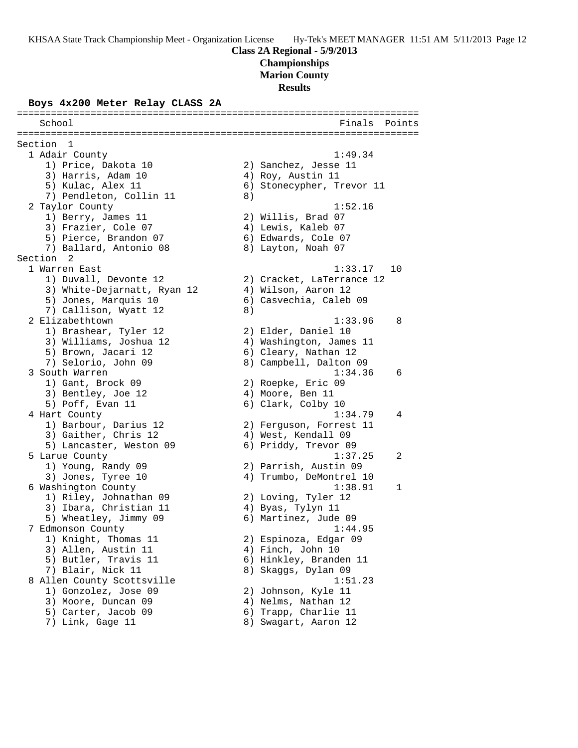## Class 2A Regional - 5/9/2013

### Championships

### Marion County

### Results

**Boys 4x200 Meter Relay CLASS 2A**

```
=======================================================================
    School                                               Finals  Points
=======================================================================
Section  1
  1 Adair County                                        1:49.34
     1) Price, Dakota 10                2) Sanchez, Jesse 11
     3) Harris, Adam 10                 4) Roy, Austin 11
     5) Kulac, Alex 11                  6) Stonecypher, Trevor 11
     7) Pendleton, Collin 11            8)
  2 Taylor County                                       1:52.16
     1) Berry, James 11                 2) Willis, Brad 07
     3) Frazier, Cole 07                4) Lewis, Kaleb 07
     5) Pierce, Brandon 07              6) Edwards, Cole 07
     7) Ballard, Antonio 08             8) Layton, Noah 07
Section  2
  1 Warren East                                         1:33.17   10
     1) Duvall, Devonte 12              2) Cracket, LaTerrance 12
     3) White-Dejarnatt, Ryan 12        4) Wilson, Aaron 12
     5) Jones, Marquis 10               6) Casvechia, Caleb 09
     7) Callison, Wyatt 12              8)
  2 Elizabethtown                                       1:33.96    8
     1) Brashear, Tyler 12              2) Elder, Daniel 10
     3) Williams, Joshua 12             4) Washington, James 11
     5) Brown, Jacari 12                6) Cleary, Nathan 12
     7) Selorio, John 09                8) Campbell, Dalton 09
  3 South Warren                                        1:34.36    6
     1) Gant, Brock 09                  2) Roepke, Eric 09
     3) Bentley, Joe 12                 4) Moore, Ben 11
     5) Poff, Evan 11                   6) Clark, Colby 10
  4 Hart County                                         1:34.79    4
     1) Barbour, Darius 12              2) Ferguson, Forrest 11
     3) Gaither, Chris 12               4) West, Kendall 09
     5) Lancaster, Weston 09            6) Priddy, Trevor 09
  5 Larue County                                        1:37.25    2
     1) Young, Randy 09                 2) Parrish, Austin 09
     3) Jones, Tyree 10                 4) Trumbo, DeMontrel 10
  6 Washington County                                   1:38.91    1
     1) Riley, Johnathan 09             2) Loving, Tyler 12
     3) Ibara, Christian 11             4) Byas, Tylyn 11
     5) Wheatley, Jimmy 09              6) Martinez, Jude 09
  7 Edmonson County                                     1:44.95
     1) Knight, Thomas 11               2) Espinoza, Edgar 09
     3) Allen, Austin 11                4) Finch, John 10
     5) Butler, Travis 11               6) Hinkley, Branden 11
     7) Blair, Nick 11                  8) Skaggs, Dylan 09
  8 Allen County Scottsville                            1:51.23
     1) Gonzolez, Jose 09               2) Johnson, Kyle 11
     3) Moore, Duncan 09                4) Nelms, Nathan 12
     5) Carter, Jacob 09                6) Trapp, Charlie 11
     7) Link, Gage 11                   8) Swagart, Aaron 12
```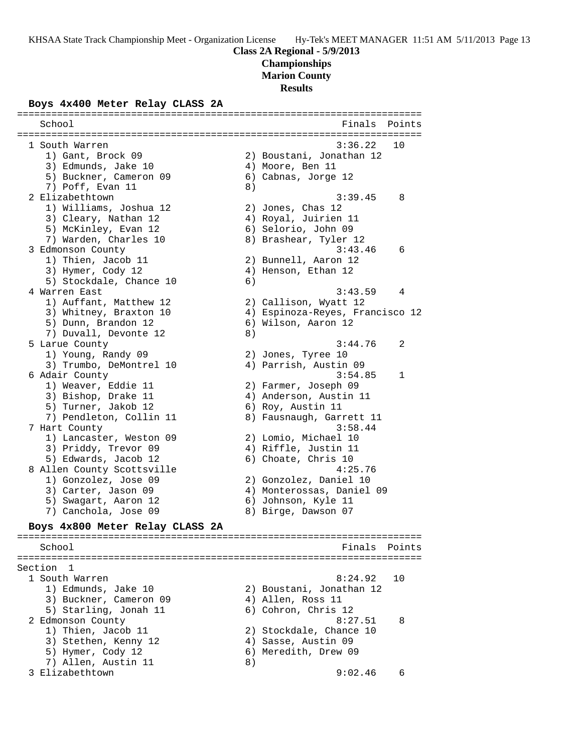**Class 2A Regional - 5/9/2013**
**Championships**
**Marion County**
**Results**

### Boys 4x400 Meter Relay CLASS 2A

```
=======================================================================
   School                                               Finals  Points
=======================================================================
  1 South Warren                                       3:36.22   10
     1) Gant, Brock 09                  2) Boustani, Jonathan 12
     3) Edmunds, Jake 10                4) Moore, Ben 11
     5) Buckner, Cameron 09             6) Cabnas, Jorge 12
     7) Poff, Evan 11                   8)
  2 Elizabethtown                                      3:39.45    8
     1) Williams, Joshua 12             2) Jones, Chas 12
     3) Cleary, Nathan 12               4) Royal, Juirien 11
     5) McKinley, Evan 12               6) Selorio, John 09
     7) Warden, Charles 10              8) Brashear, Tyler 12
  3 Edmonson County                                    3:43.46    6
     1) Thien, Jacob 11                 2) Bunnell, Aaron 12
     3) Hymer, Cody 12                  4) Henson, Ethan 12
     5) Stockdale, Chance 10            6)
  4 Warren East                                        3:43.59    4
     1) Auffant, Matthew 12             2) Callison, Wyatt 12
     3) Whitney, Braxton 10             4) Espinoza-Reyes, Francisco 12
     5) Dunn, Brandon 12                6) Wilson, Aaron 12
     7) Duvall, Devonte 12              8)
  5 Larue County                                       3:44.76    2
     1) Young, Randy 09                 2) Jones, Tyree 10
     3) Trumbo, DeMontrel 10            4) Parrish, Austin 09
  6 Adair County                                       3:54.85    1
     1) Weaver, Eddie 11                2) Farmer, Joseph 09
     3) Bishop, Drake 11                4) Anderson, Austin 11
     5) Turner, Jakob 12                6) Roy, Austin 11
     7) Pendleton, Collin 11            8) Fausnaugh, Garrett 11
  7 Hart County                                        3:58.44
     1) Lancaster, Weston 09            2) Lomio, Michael 10
     3) Priddy, Trevor 09               4) Riffle, Justin 11
     5) Edwards, Jacob 12               6) Choate, Chris 10
  8 Allen County Scottsville                           4:25.76
     1) Gonzolez, Jose 09               2) Gonzolez, Daniel 10
     3) Carter, Jason 09                4) Monterossas, Daniel 09
     5) Swagart, Aaron 12               6) Johnson, Kyle 11
     7) Canchola, Jose 09               8) Birge, Dawson 07
```

### Boys 4x800 Meter Relay CLASS 2A

```
=======================================================================
   School                                               Finals  Points
=======================================================================
Section  1
  1 South Warren                                       8:24.92   10
     1) Edmunds, Jake 10                2) Boustani, Jonathan 12
     3) Buckner, Cameron 09             4) Allen, Ross 11
     5) Starling, Jonah 11              6) Cohron, Chris 12
  2 Edmonson County                                    8:27.51    8
     1) Thien, Jacob 11                 2) Stockdale, Chance 10
     3) Stethen, Kenny 12               4) Sasse, Austin 09
     5) Hymer, Cody 12                  6) Meredith, Drew 09
     7) Allen, Austin 11                8)
  3 Elizabethtown                                      9:02.46    6
```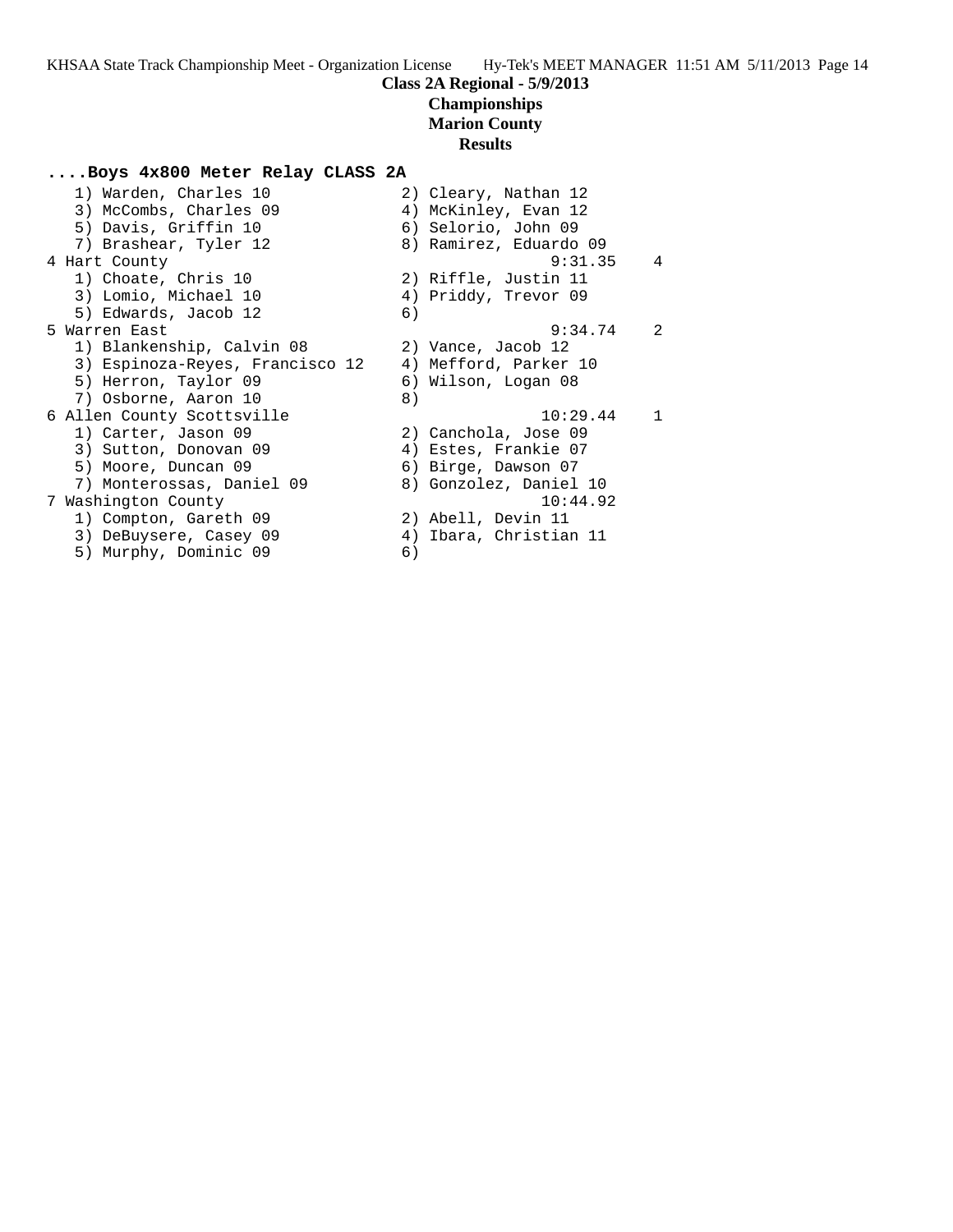**Class 2A Regional - 5/9/2013**

**Championships**

**Marion County**

**Results**

### ....Boys 4x800 Meter Relay CLASS 2A

```
   1) Warden, Charles 10               2) Cleary, Nathan 12
   3) McCombs, Charles 09              4) McKinley, Evan 12
   5) Davis, Griffin 10                6) Selorio, John 09
   7) Brashear, Tyler 12               8) Ramirez, Eduardo 09
4 Hart County                                    9:31.35    4
   1) Choate, Chris 10                 2) Riffle, Justin 11
   3) Lomio, Michael 10                4) Priddy, Trevor 09
   5) Edwards, Jacob 12                6)
5 Warren East                                    9:34.74    2
   1) Blankenship, Calvin 08           2) Vance, Jacob 12
   3) Espinoza-Reyes, Francisco 12     4) Mefford, Parker 10
   5) Herron, Taylor 09                6) Wilson, Logan 08
   7) Osborne, Aaron 10                8)
6 Allen County Scottsville                      10:29.44    1
   1) Carter, Jason 09                 2) Canchola, Jose 09
   3) Sutton, Donovan 09               4) Estes, Frankie 07
   5) Moore, Duncan 09                 6) Birge, Dawson 07
   7) Monterossas, Daniel 09           8) Gonzolez, Daniel 10
7 Washington County                             10:44.92
   1) Compton, Gareth 09               2) Abell, Devin 11
   3) DeBuysere, Casey 09              4) Ibara, Christian 11
   5) Murphy, Dominic 09               6)
```